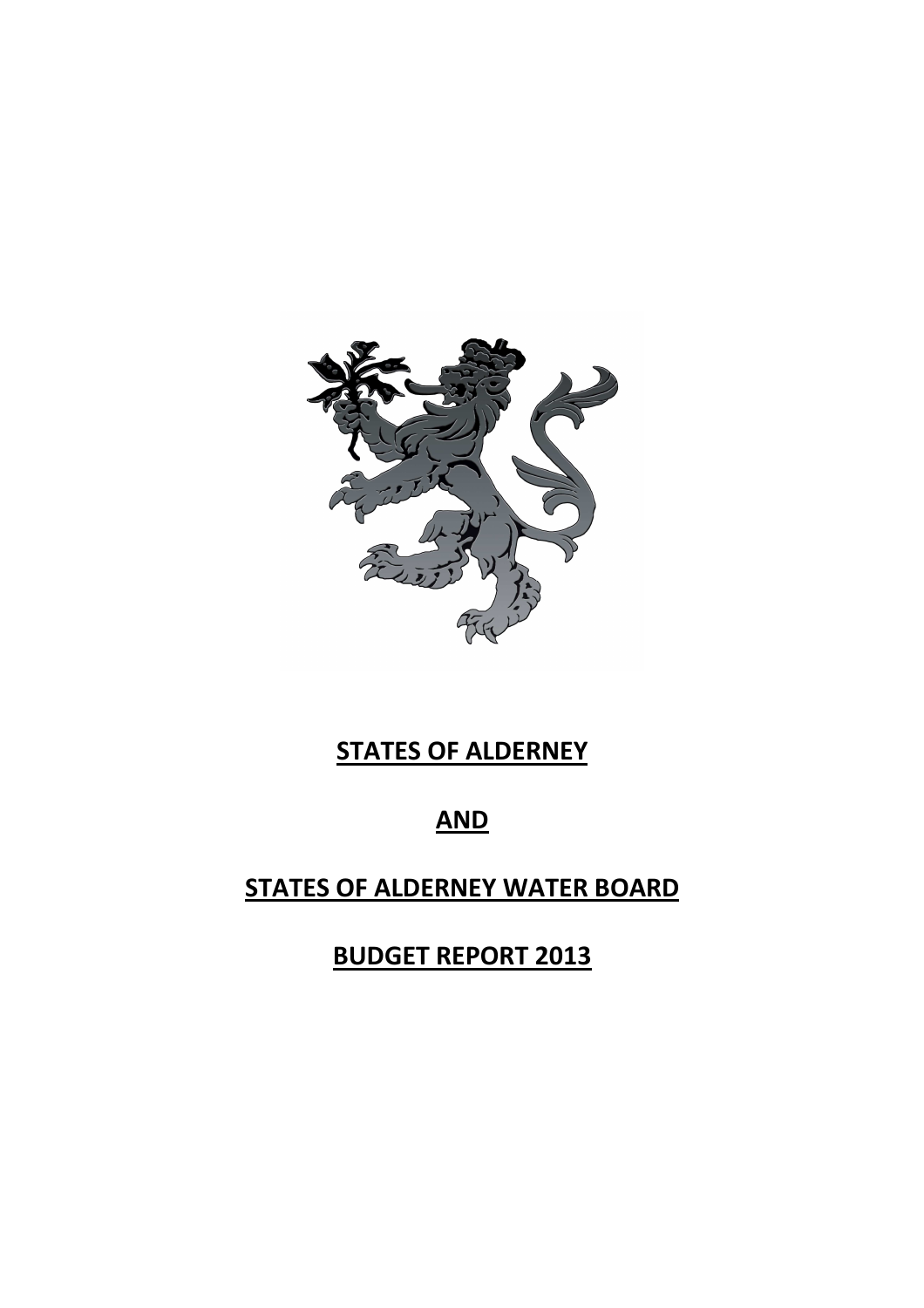# STATES OF ALDERNEY

# AND

# STATES OF ALDERNEY WATER BOARD

# BUDGET REPORT 2013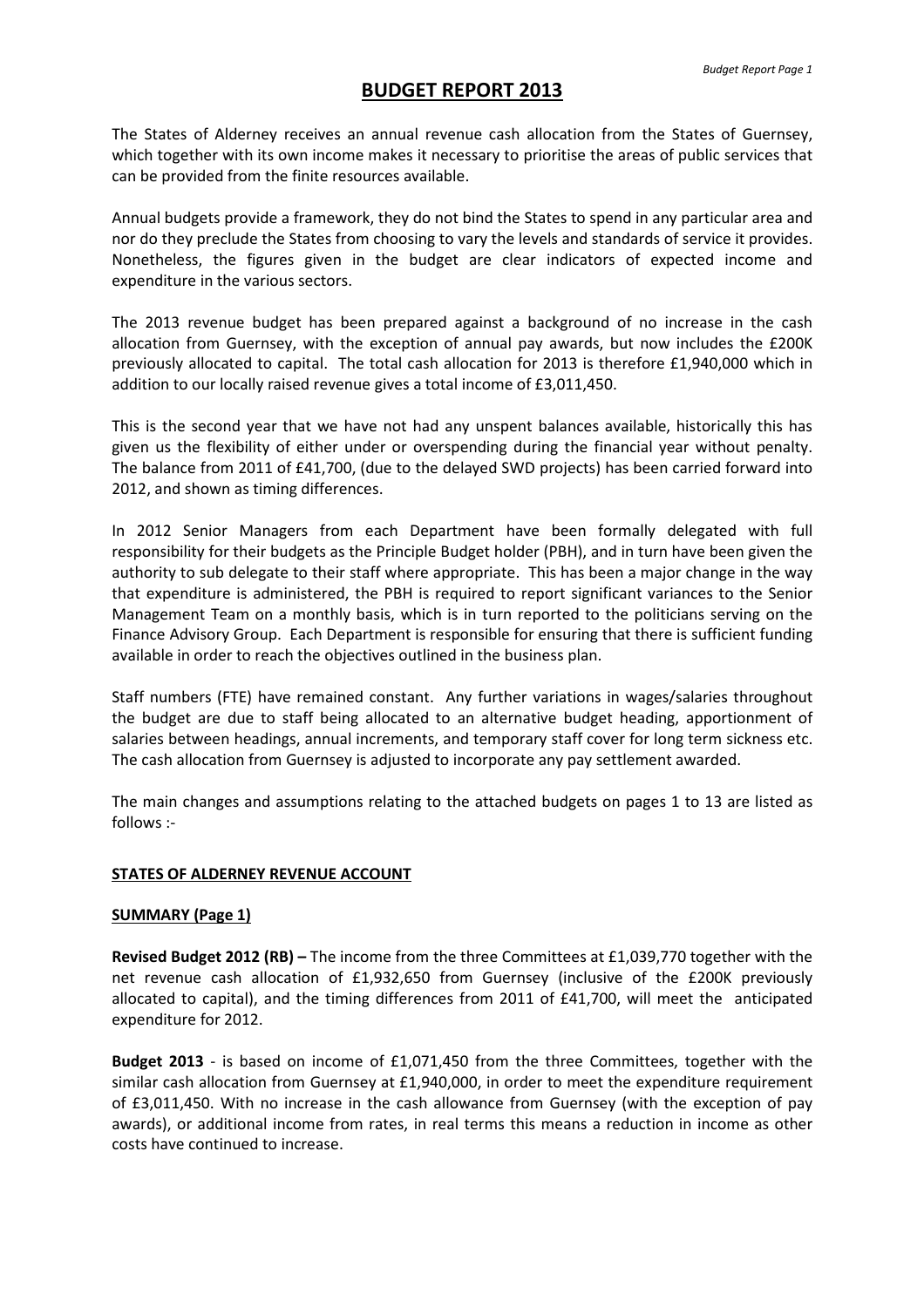# BUDGET REPORT 2013

The States of Alderney receives an annual revenue cash allocation from the States of Guernsey, which together with its own income makes it necessary to prioritise the areas of public services that can be provided from the finite resources available.

Annual budgets provide a framework, they do not bind the States to spend in any particular area and nor do they preclude the States from choosing to vary the levels and standards of service it provides. Nonetheless, the figures given in the budget are clear indicators of expected income and expenditure in the various sectors.

The 2013 revenue budget has been prepared against a background of no increase in the cash allocation from Guernsey, with the exception of annual pay awards, but now includes the £200K previously allocated to capital. The total cash allocation for 2013 is therefore £1,940,000 which in addition to our locally raised revenue gives a total income of £3,011,450.

This is the second year that we have not had any unspent balances available, historically this has given us the flexibility of either under or overspending during the financial year without penalty. The balance from 2011 of £41,700, (due to the delayed SWD projects) has been carried forward into 2012, and shown as timing differences.

In 2012 Senior Managers from each Department have been formally delegated with full responsibility for their budgets as the Principle Budget holder (PBH), and in turn have been given the authority to sub delegate to their staff where appropriate. This has been a major change in the way that expenditure is administered, the PBH is required to report significant variances to the Senior Management Team on a monthly basis, which is in turn reported to the politicians serving on the Finance Advisory Group. Each Department is responsible for ensuring that there is sufficient funding available in order to reach the objectives outlined in the business plan.

Staff numbers (FTE) have remained constant. Any further variations in wages/salaries throughout the budget are due to staff being allocated to an alternative budget heading, apportionment of salaries between headings, annual increments, and temporary staff cover for long term sickness etc. The cash allocation from Guernsey is adjusted to incorporate any pay settlement awarded.

The main changes and assumptions relating to the attached budgets on pages 1 to 13 are listed as follows :-

## STATES OF ALDERNEY REVENUE ACCOUNT

### SUMMARY (Page 1)

**Revised Budget 2012 (RB) –** The income from the three Committees at £1,039,770 together with the net revenue cash allocation of £1,932,650 from Guernsey (inclusive of the £200K previously allocated to capital), and the timing differences from 2011 of £41,700, will meet the anticipated expenditure for 2012.

**Budget 2013** - is based on income of £1,071,450 from the three Committees, together with the similar cash allocation from Guernsey at £1,940,000, in order to meet the expenditure requirement of £3,011,450. With no increase in the cash allowance from Guernsey (with the exception of pay awards), or additional income from rates, in real terms this means a reduction in income as other costs have continued to increase.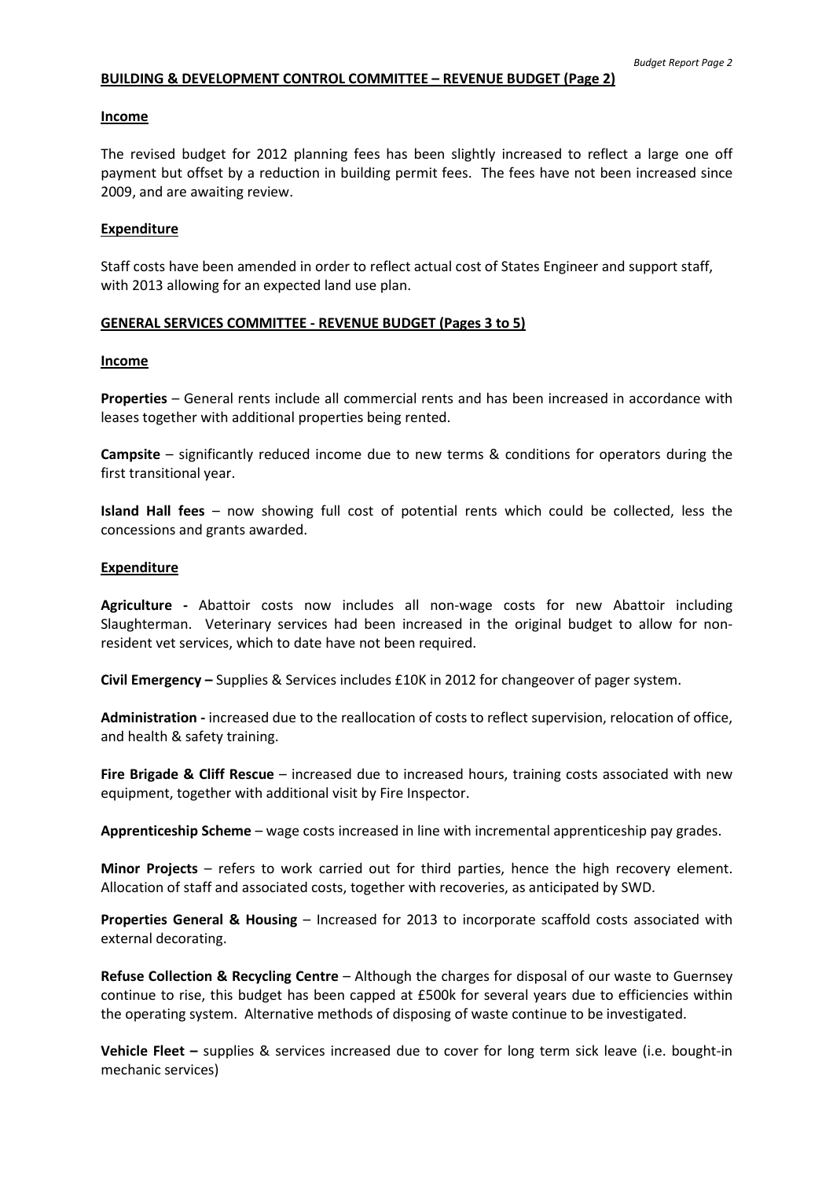## BUILDING & DEVELOPMENT CONTROL COMMITTEE – REVENUE BUDGET (Page 2)

### Income

The revised budget for 2012 planning fees has been slightly increased to reflect a large one off payment but offset by a reduction in building permit fees. The fees have not been increased since 2009, and are awaiting review.

### Expenditure

Staff costs have been amended in order to reflect actual cost of States Engineer and support staff, with 2013 allowing for an expected land use plan.

## GENERAL SERVICES COMMITTEE - REVENUE BUDGET (Pages 3 to 5)

### Income

**Properties** – General rents include all commercial rents and has been increased in accordance with leases together with additional properties being rented.

**Campsite** – significantly reduced income due to new terms & conditions for operators during the first transitional year.

**Island Hall fees** – now showing full cost of potential rents which could be collected, less the concessions and grants awarded.

### Expenditure

**Agriculture -** Abattoir costs now includes all non-wage costs for new Abattoir including Slaughterman. Veterinary services had been increased in the original budget to allow for non-resident vet services, which to date have not been required.

**Civil Emergency –** Supplies & Services includes £10K in 2012 for changeover of pager system.

**Administration -** increased due to the reallocation of costs to reflect supervision, relocation of office, and health & safety training.

**Fire Brigade & Cliff Rescue** – increased due to increased hours, training costs associated with new equipment, together with additional visit by Fire Inspector.

**Apprenticeship Scheme** – wage costs increased in line with incremental apprenticeship pay grades.

**Minor Projects** – refers to work carried out for third parties, hence the high recovery element. Allocation of staff and associated costs, together with recoveries, as anticipated by SWD.

**Properties General & Housing** – Increased for 2013 to incorporate scaffold costs associated with external decorating.

**Refuse Collection & Recycling Centre** – Although the charges for disposal of our waste to Guernsey continue to rise, this budget has been capped at £500k for several years due to efficiencies within the operating system. Alternative methods of disposing of waste continue to be investigated.

**Vehicle Fleet –** supplies & services increased due to cover for long term sick leave (i.e. bought-in mechanic services)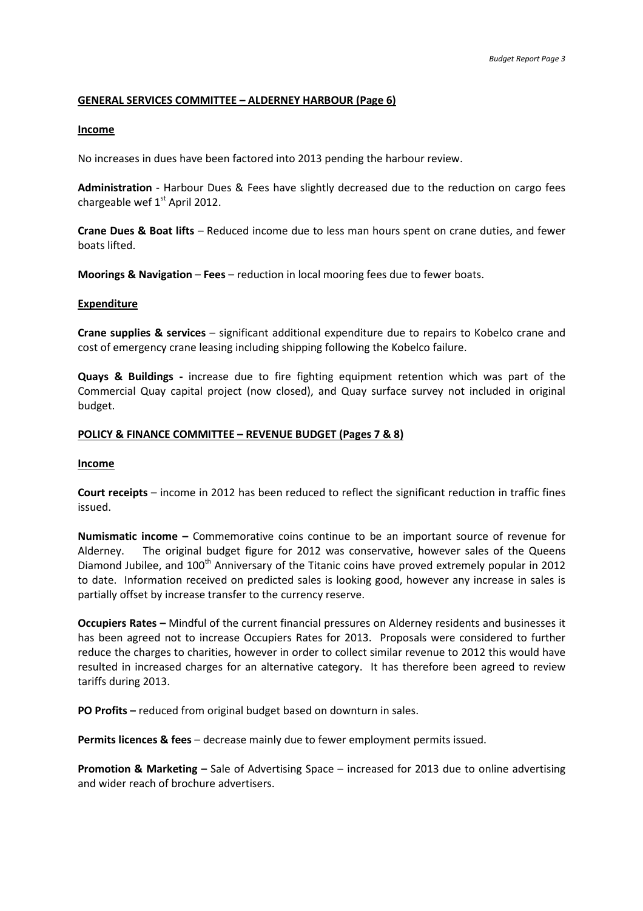## GENERAL SERVICES COMMITTEE – ALDERNEY HARBOUR (Page 6)

### Income

No increases in dues have been factored into 2013 pending the harbour review.

**Administration** - Harbour Dues & Fees have slightly decreased due to the reduction on cargo fees chargeable wef 1st April 2012.

**Crane Dues & Boat lifts** – Reduced income due to less man hours spent on crane duties, and fewer boats lifted.

**Moorings & Navigation** – **Fees** – reduction in local mooring fees due to fewer boats.

### Expenditure

**Crane supplies & services** – significant additional expenditure due to repairs to Kobelco crane and cost of emergency crane leasing including shipping following the Kobelco failure.

**Quays & Buildings -** increase due to fire fighting equipment retention which was part of the Commercial Quay capital project (now closed), and Quay surface survey not included in original budget.

## POLICY & FINANCE COMMITTEE – REVENUE BUDGET (Pages 7 & 8)

### Income

**Court receipts** – income in 2012 has been reduced to reflect the significant reduction in traffic fines issued.

**Numismatic income –** Commemorative coins continue to be an important source of revenue for Alderney. The original budget figure for 2012 was conservative, however sales of the Queens Diamond Jubilee, and 100th Anniversary of the Titanic coins have proved extremely popular in 2012 to date. Information received on predicted sales is looking good, however any increase in sales is partially offset by increase transfer to the currency reserve.

**Occupiers Rates –** Mindful of the current financial pressures on Alderney residents and businesses it has been agreed not to increase Occupiers Rates for 2013. Proposals were considered to further reduce the charges to charities, however in order to collect similar revenue to 2012 this would have resulted in increased charges for an alternative category. It has therefore been agreed to review tariffs during 2013.

**PO Profits –** reduced from original budget based on downturn in sales.

**Permits licences & fees** – decrease mainly due to fewer employment permits issued.

**Promotion & Marketing –** Sale of Advertising Space – increased for 2013 due to online advertising and wider reach of brochure advertisers.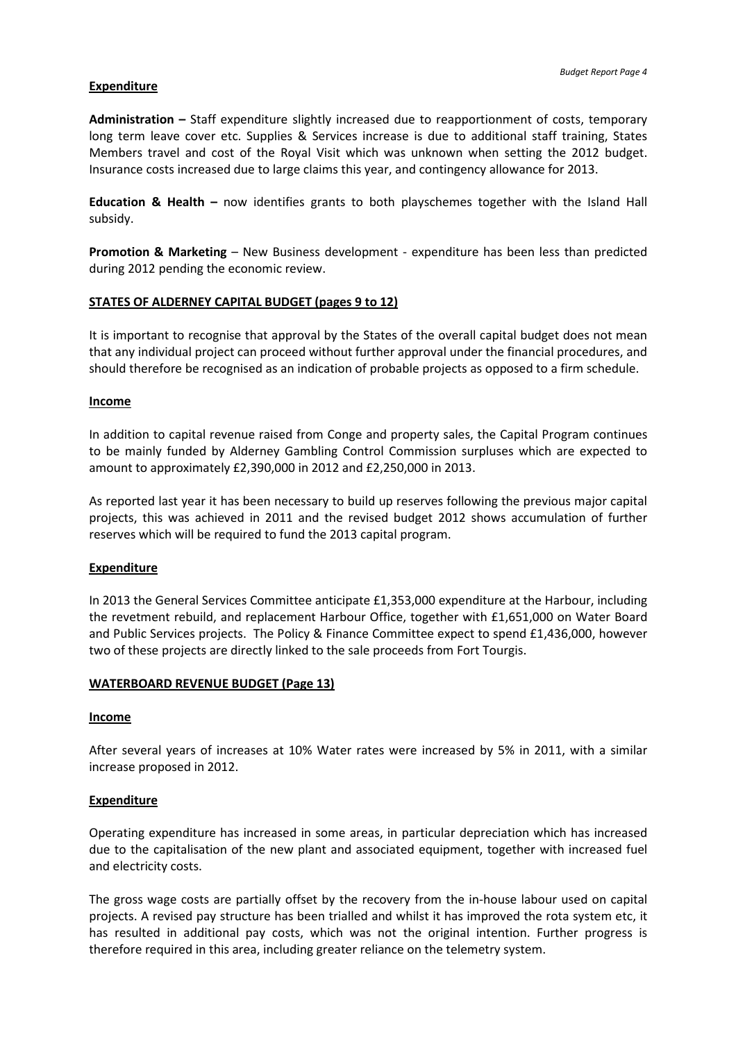**Expenditure**

**Administration –** Staff expenditure slightly increased due to reapportionment of costs, temporary long term leave cover etc. Supplies & Services increase is due to additional staff training, States Members travel and cost of the Royal Visit which was unknown when setting the 2012 budget. Insurance costs increased due to large claims this year, and contingency allowance for 2013.

**Education & Health –** now identifies grants to both playschemes together with the Island Hall subsidy.

**Promotion & Marketing** – New Business development - expenditure has been less than predicted during 2012 pending the economic review.

## STATES OF ALDERNEY CAPITAL BUDGET (pages 9 to 12)

It is important to recognise that approval by the States of the overall capital budget does not mean that any individual project can proceed without further approval under the financial procedures, and should therefore be recognised as an indication of probable projects as opposed to a firm schedule.

**Income**

In addition to capital revenue raised from Conge and property sales, the Capital Program continues to be mainly funded by Alderney Gambling Control Commission surpluses which are expected to amount to approximately £2,390,000 in 2012 and £2,250,000 in 2013.

As reported last year it has been necessary to build up reserves following the previous major capital projects, this was achieved in 2011 and the revised budget 2012 shows accumulation of further reserves which will be required to fund the 2013 capital program.

**Expenditure**

In 2013 the General Services Committee anticipate £1,353,000 expenditure at the Harbour, including the revetment rebuild, and replacement Harbour Office, together with £1,651,000 on Water Board and Public Services projects. The Policy & Finance Committee expect to spend £1,436,000, however two of these projects are directly linked to the sale proceeds from Fort Tourgis.

## WATERBOARD REVENUE BUDGET (Page 13)

**Income**

After several years of increases at 10% Water rates were increased by 5% in 2011, with a similar increase proposed in 2012.

**Expenditure**

Operating expenditure has increased in some areas, in particular depreciation which has increased due to the capitalisation of the new plant and associated equipment, together with increased fuel and electricity costs.

The gross wage costs are partially offset by the recovery from the in-house labour used on capital projects. A revised pay structure has been trialled and whilst it has improved the rota system etc, it has resulted in additional pay costs, which was not the original intention. Further progress is therefore required in this area, including greater reliance on the telemetry system.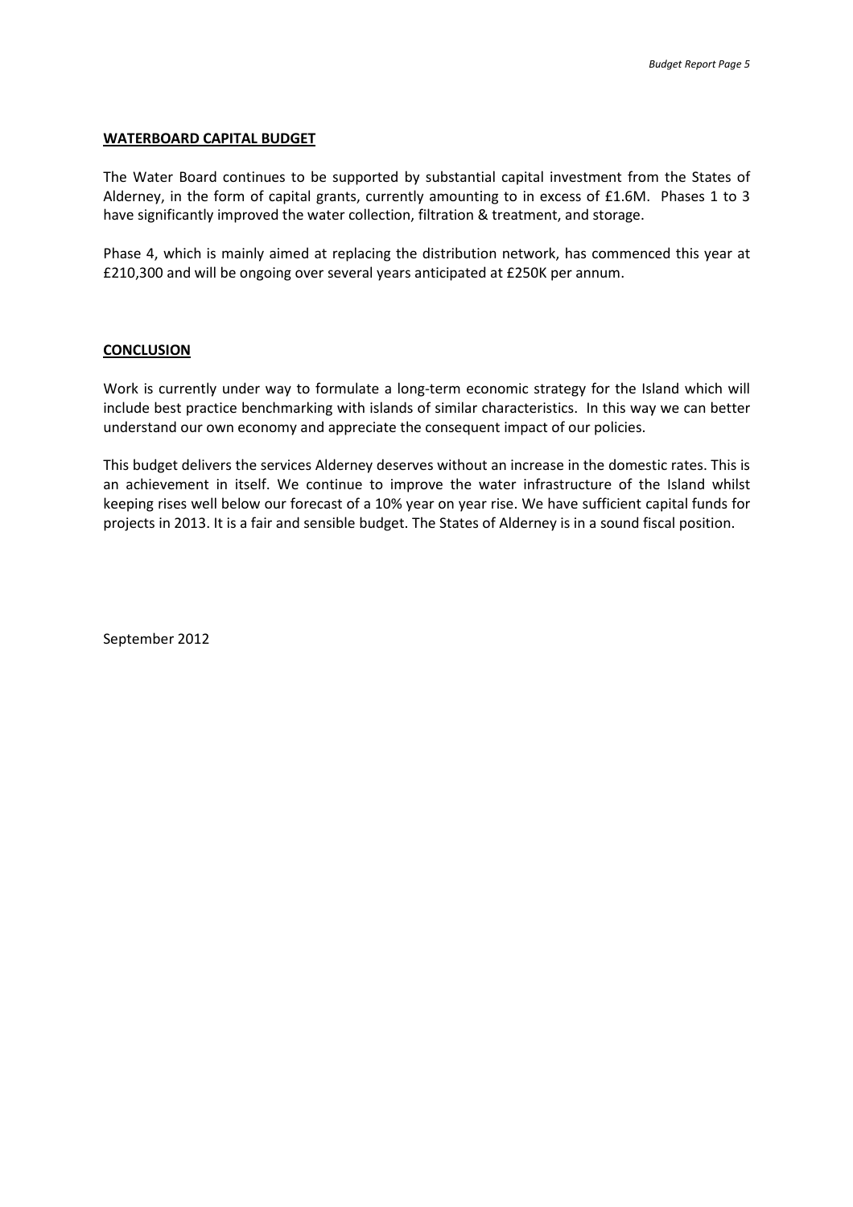## WATERBOARD CAPITAL BUDGET

The Water Board continues to be supported by substantial capital investment from the States of Alderney, in the form of capital grants, currently amounting to in excess of £1.6M. Phases 1 to 3 have significantly improved the water collection, filtration & treatment, and storage.

Phase 4, which is mainly aimed at replacing the distribution network, has commenced this year at £210,300 and will be ongoing over several years anticipated at £250K per annum.

## CONCLUSION

Work is currently under way to formulate a long-term economic strategy for the Island which will include best practice benchmarking with islands of similar characteristics. In this way we can better understand our own economy and appreciate the consequent impact of our policies.

This budget delivers the services Alderney deserves without an increase in the domestic rates. This is an achievement in itself. We continue to improve the water infrastructure of the Island whilst keeping rises well below our forecast of a 10% year on year rise. We have sufficient capital funds for projects in 2013. It is a fair and sensible budget. The States of Alderney is in a sound fiscal position.

September 2012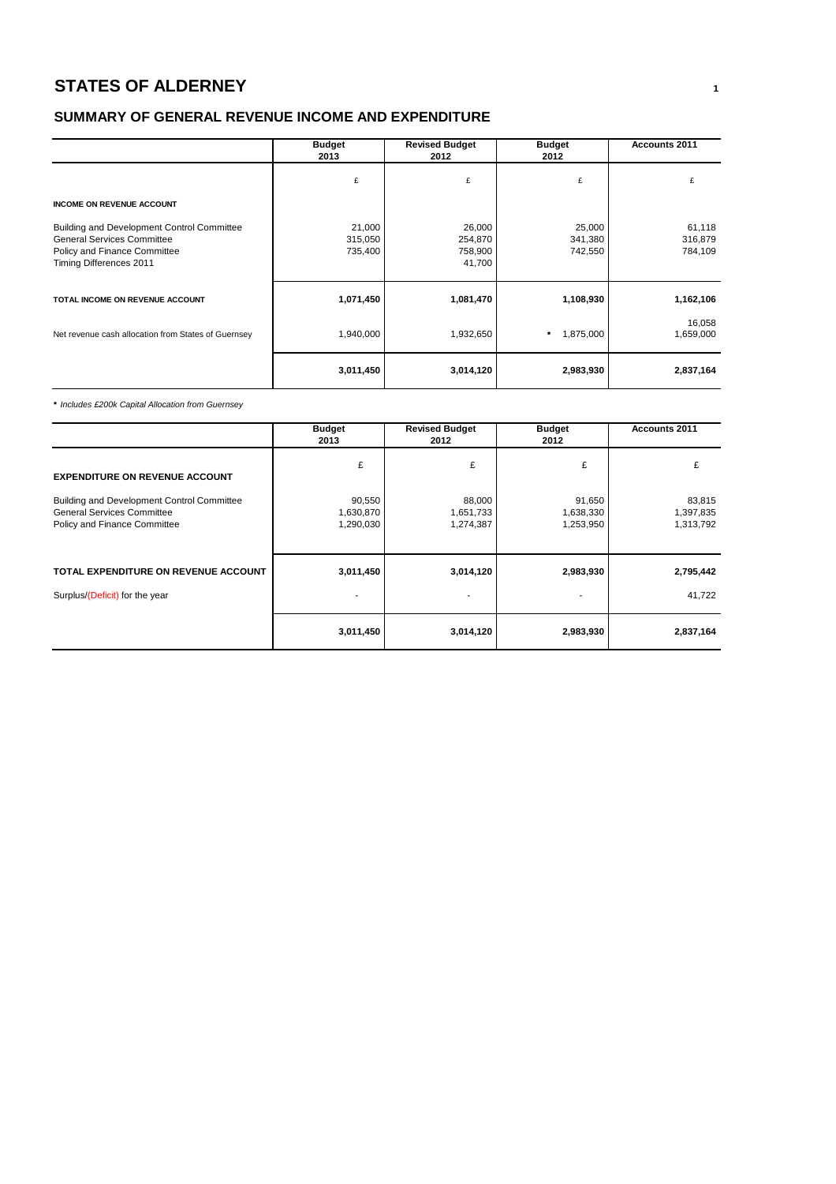# STATES OF ALDERNEY

## SUMMARY OF GENERAL REVENUE INCOME AND EXPENDITURE

| | Budget 2013 | Revised Budget 2012 | Budget 2012 | Accounts 2011 |
|---|---|---|---|---|
| | £ | £ | £ | £ |
| **INCOME ON REVENUE ACCOUNT** | | | | |
| Building and Development Control Committee | 21,000 | 26,000 | 25,000 | 61,118 |
| General Services Committee | 315,050 | 254,870 | 341,380 | 316,879 |
| Policy and Finance Committee | 735,400 | 758,900 | 742,550 | 784,109 |
| Timing Differences 2011 | | 41,700 | | |
| **TOTAL INCOME ON REVENUE ACCOUNT** | **1,071,450** | **1,081,470** | **1,108,930** | **1,162,106** |
| | | | | 16,058 |
| Net revenue cash allocation from States of Guernsey | 1,940,000 | 1,932,650 | * 1,875,000 | 1,659,000 |
| | **3,011,450** | **3,014,120** | **2,983,930** | **2,837,164** |

*\* Includes £200k Capital Allocation from Guernsey*

| | Budget 2013 | Revised Budget 2012 | Budget 2012 | Accounts 2011 |
|---|---|---|---|---|
| **EXPENDITURE ON REVENUE ACCOUNT** | £ | £ | £ | £ |
| Building and Development Control Committee | 90,550 | 88,000 | 91,650 | 83,815 |
| General Services Committee | 1,630,870 | 1,651,733 | 1,638,330 | 1,397,835 |
| Policy and Finance Committee | 1,290,030 | 1,274,387 | 1,253,950 | 1,313,792 |
| **TOTAL EXPENDITURE ON REVENUE ACCOUNT** | **3,011,450** | **3,014,120** | **2,983,930** | **2,795,442** |
| Surplus/(Deficit) for the year | - | - | - | 41,722 |
| | **3,011,450** | **3,014,120** | **2,983,930** | **2,837,164** |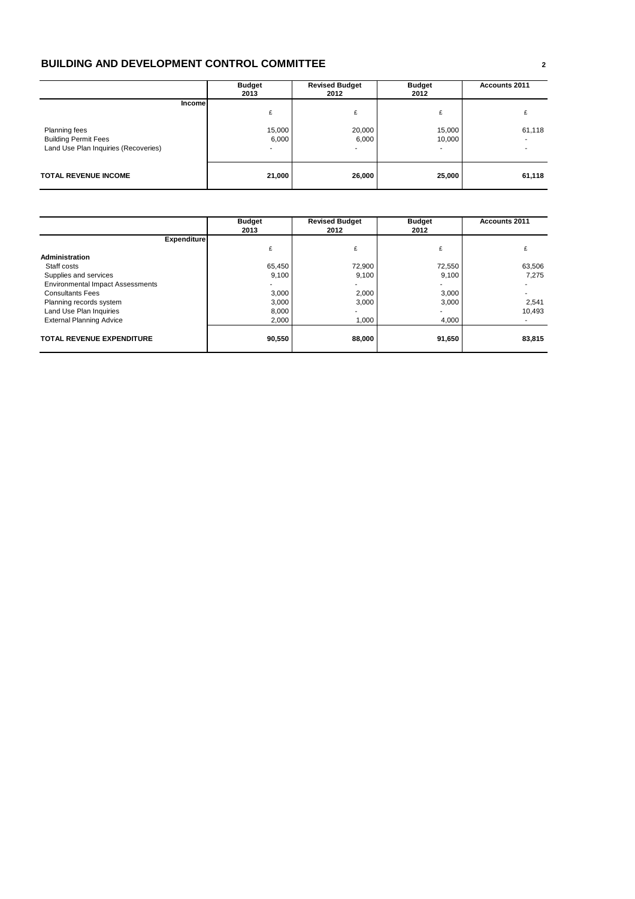# BUILDING AND DEVELOPMENT CONTROL COMMITTEE

| | Budget 2013 | Revised Budget 2012 | Budget 2012 | Accounts 2011 |
|---|---|---|---|---|
| **Income** | £ | £ | £ | £ |
| Planning fees | 15,000 | 20,000 | 15,000 | 61,118 |
| Building Permit Fees | 6,000 | 6,000 | 10,000 | - |
| Land Use Plan Inquiries (Recoveries) | - | - | - | - |
| **TOTAL REVENUE INCOME** | **21,000** | **26,000** | **25,000** | **61,118** |

| | Budget 2013 | Revised Budget 2012 | Budget 2012 | Accounts 2011 |
|---|---|---|---|---|
| **Expenditure** | £ | £ | £ | £ |
| **Administration** | | | | |
| Staff costs | 65,450 | 72,900 | 72,550 | 63,506 |
| Supplies and services | 9,100 | 9,100 | 9,100 | 7,275 |
| Environmental Impact Assessments | - | - | - | - |
| Consultants Fees | 3,000 | 2,000 | 3,000 | - |
| Planning records system | 3,000 | 3,000 | 3,000 | 2,541 |
| Land Use Plan Inquiries | 8,000 | - | - | 10,493 |
| External Planning Advice | 2,000 | 1,000 | 4,000 | - |
| **TOTAL REVENUE EXPENDITURE** | **90,550** | **88,000** | **91,650** | **83,815** |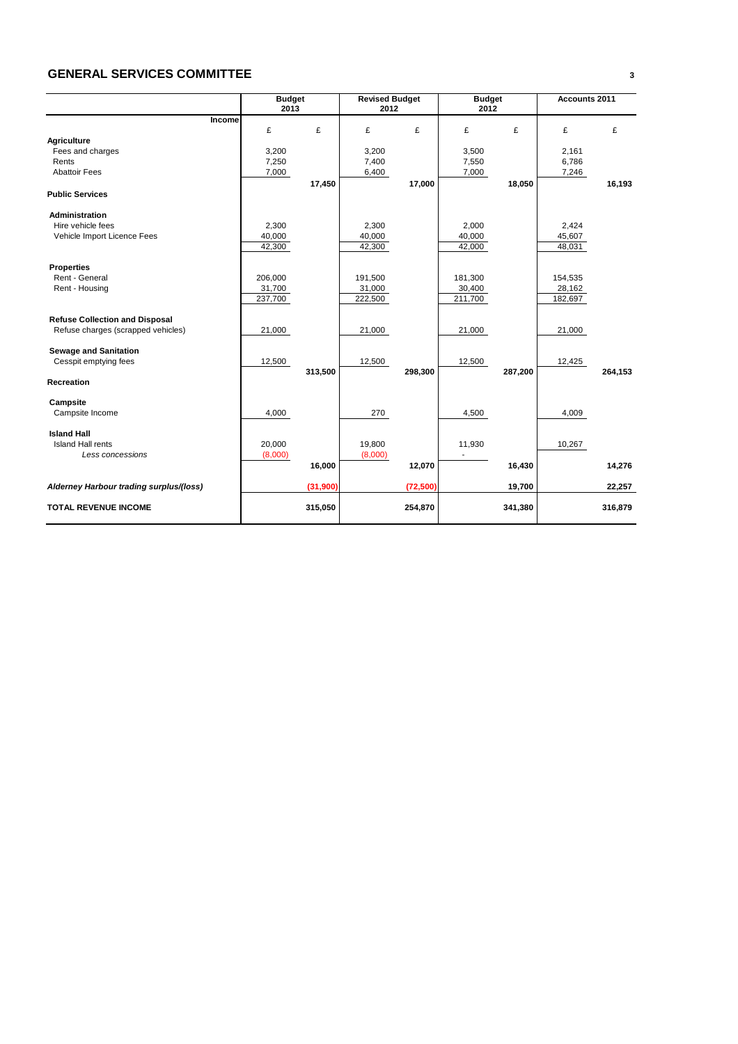## GENERAL SERVICES COMMITTEE

| | Budget 2013 | | Revised Budget 2012 | | Budget 2012 | | Accounts 2011 | |
|---|---|---|---|---|---|---|---|---|
| **Income** | £ | £ | £ | £ | £ | £ | £ | £ |
| **Agriculture** | | | | | | | | |
| Fees and charges | 3,200 | | 3,200 | | 3,500 | | 2,161 | |
| Rents | 7,250 | | 7,400 | | 7,550 | | 6,786 | |
| Abattoir Fees | 7,000 | | 6,400 | | 7,000 | | 7,246 | |
| | | 17,450 | | 17,000 | | 18,050 | | 16,193 |
| **Public Services** | | | | | | | | |
| **Administration** | | | | | | | | |
| Hire vehicle fees | 2,300 | | 2,300 | | 2,000 | | 2,424 | |
| Vehicle Import Licence Fees | 40,000 | | 40,000 | | 40,000 | | 45,607 | |
| | 42,300 | | 42,300 | | 42,000 | | 48,031 | |
| **Properties** | | | | | | | | |
| Rent - General | 206,000 | | 191,500 | | 181,300 | | 154,535 | |
| Rent - Housing | 31,700 | | 31,000 | | 30,400 | | 28,162 | |
| | 237,700 | | 222,500 | | 211,700 | | 182,697 | |
| **Refuse Collection and Disposal** | | | | | | | | |
| Refuse charges (scrapped vehicles) | 21,000 | | 21,000 | | 21,000 | | 21,000 | |
| **Sewage and Sanitation** | | | | | | | | |
| Cesspit emptying fees | 12,500 | | 12,500 | | 12,500 | | 12,425 | |
| | | 313,500 | | 298,300 | | 287,200 | | 264,153 |
| **Recreation** | | | | | | | | |
| **Campsite** | | | | | | | | |
| Campsite Income | 4,000 | | 270 | | 4,500 | | 4,009 | |
| **Island Hall** | | | | | | | | |
| Island Hall rents | 20,000 | | 19,800 | | 11,930 | | 10,267 | |
| *Less concessions* | (8,000) | | (8,000) | | - | | | |
| | | 16,000 | | 12,070 | | 16,430 | | 14,276 |
| ***Alderney Harbour trading surplus/(loss)*** | | (31,900) | | (72,500) | | 19,700 | | 22,257 |
| **TOTAL REVENUE INCOME** | | 315,050 | | 254,870 | | 341,380 | | 316,879 |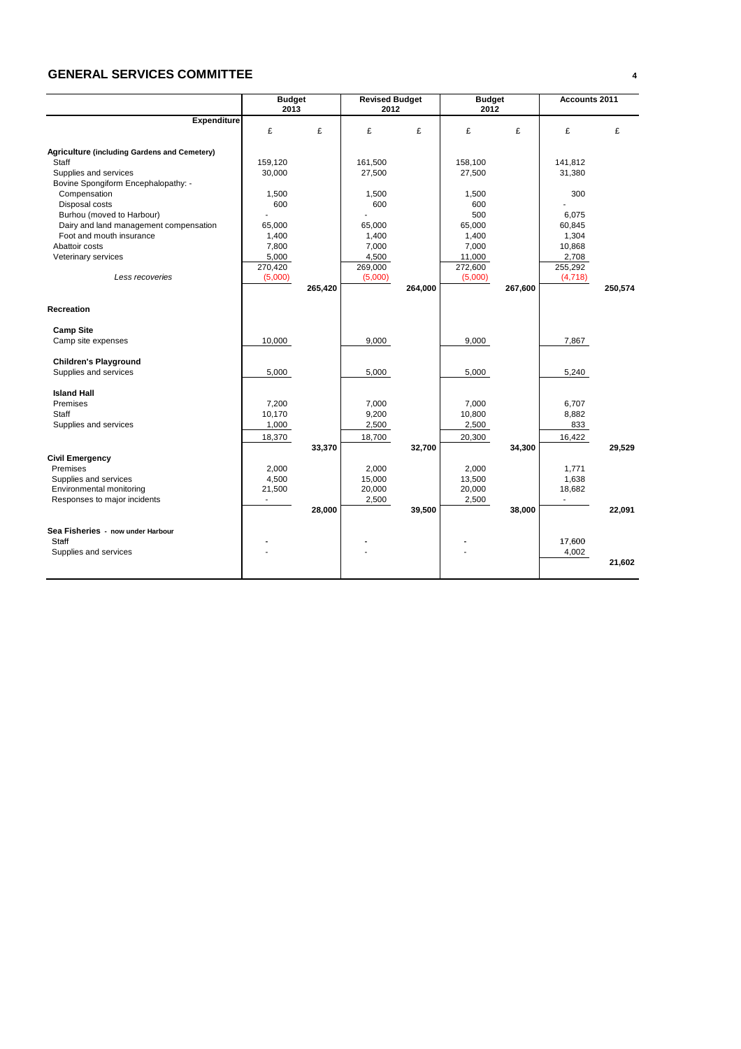## GENERAL SERVICES COMMITTEE

| Expenditure | Budget 2013 | | Revised Budget 2012 | | Budget 2012 | | Accounts 2011 | |
|---|---|---|---|---|---|---|---|---|
| | £ | £ | £ | £ | £ | £ | £ | £ |
| **Agriculture (including Gardens and Cemetery)** | | | | | | | | |
| Staff | 159,120 | | 161,500 | | 158,100 | | 141,812 | |
| Supplies and services | 30,000 | | 27,500 | | 27,500 | | 31,380 | |
| Bovine Spongiform Encephalopathy: - | | | | | | | | |
| Compensation | 1,500 | | 1,500 | | 1,500 | | 300 | |
| Disposal costs | 600 | | 600 | | 600 | | - | |
| Burhou (moved to Harbour) | - | | - | | 500 | | 6,075 | |
| Dairy and land management compensation | 65,000 | | 65,000 | | 65,000 | | 60,845 | |
| Foot and mouth insurance | 1,400 | | 1,400 | | 1,400 | | 1,304 | |
| Abattoir costs | 7,800 | | 7,000 | | 7,000 | | 10,868 | |
| Veterinary services | 5,000 | | 4,500 | | 11,000 | | 2,708 | |
| | 270,420 | | 269,000 | | 272,600 | | 255,292 | |
| *Less recoveries* | (5,000) | | (5,000) | | (5,000) | | (4,718) | |
| | | 265,420 | | 264,000 | | 267,600 | | 250,574 |
| **Recreation** | | | | | | | | |
| **Camp Site** | | | | | | | | |
| Camp site expenses | 10,000 | | 9,000 | | 9,000 | | 7,867 | |
| **Children's Playground** | | | | | | | | |
| Supplies and services | 5,000 | | 5,000 | | 5,000 | | 5,240 | |
| **Island Hall** | | | | | | | | |
| Premises | 7,200 | | 7,000 | | 7,000 | | 6,707 | |
| Staff | 10,170 | | 9,200 | | 10,800 | | 8,882 | |
| Supplies and services | 1,000 | | 2,500 | | 2,500 | | 833 | |
| | 18,370 | | 18,700 | | 20,300 | | 16,422 | |
| | | 33,370 | | 32,700 | | 34,300 | | 29,529 |
| **Civil Emergency** | | | | | | | | |
| Premises | 2,000 | | 2,000 | | 2,000 | | 1,771 | |
| Supplies and services | 4,500 | | 15,000 | | 13,500 | | 1,638 | |
| Environmental monitoring | 21,500 | | 20,000 | | 20,000 | | 18,682 | |
| Responses to major incidents | - | | 2,500 | | 2,500 | | - | |
| | | 28,000 | | 39,500 | | 38,000 | | 22,091 |
| **Sea Fisheries - now under Harbour** | | | | | | | | |
| Staff | - | | - | | - | | 17,600 | |
| Supplies and services | - | | - | | - | | 4,002 | |
| | | | | | | | | 21,602 |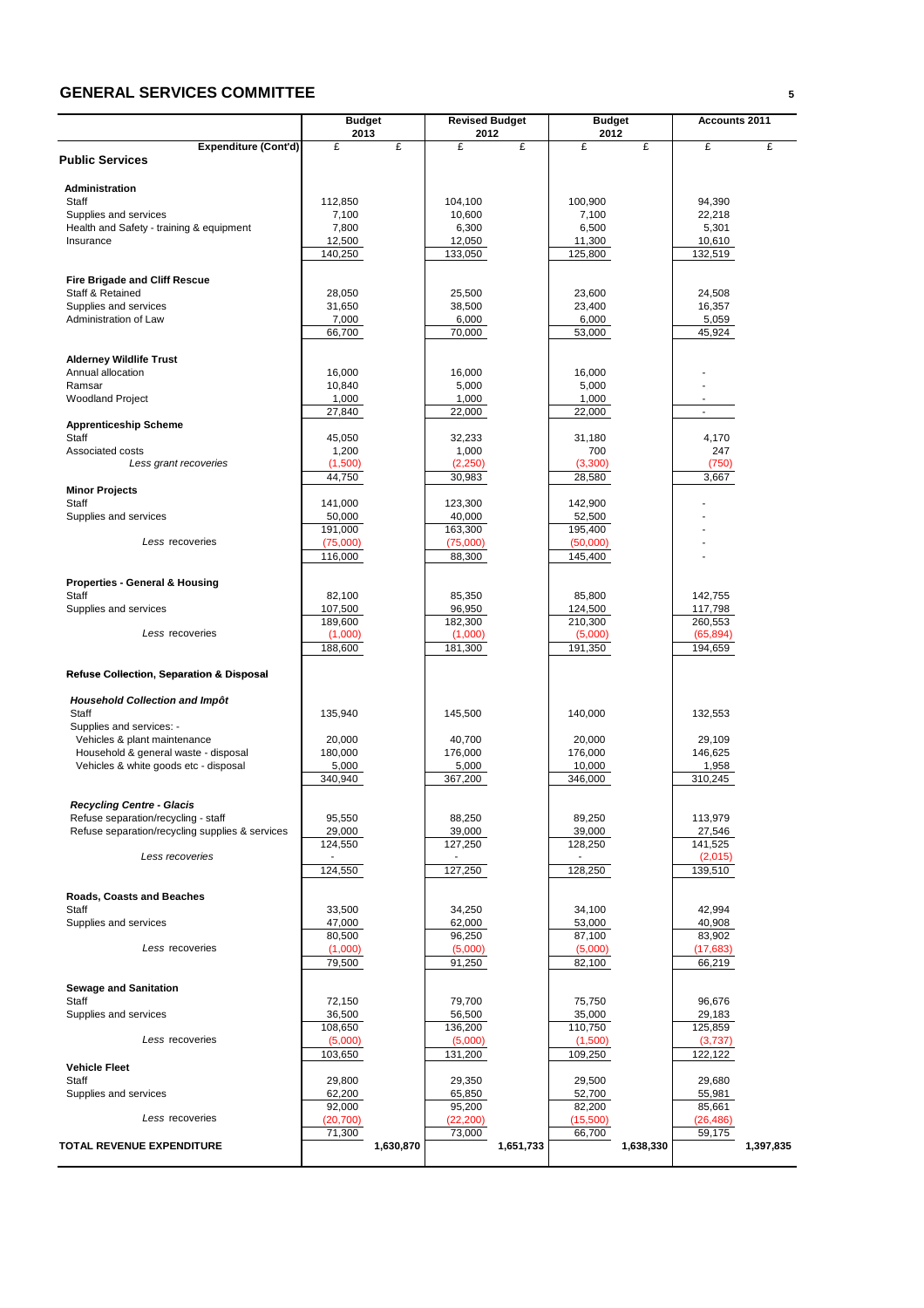## GENERAL SERVICES COMMITTEE

| | Budget 2013 | | Revised Budget 2012 | | Budget 2012 | | Accounts 2011 | |
|---|---|---|---|---|---|---|---|---|
| **Expenditure (Cont'd)** | £ | £ | £ | £ | £ | £ | £ | £ |
| **Public Services** | | | | | | | | |
| **Administration** | | | | | | | | |
| Staff | 112,850 | | 104,100 | | 100,900 | | 94,390 | |
| Supplies and services | 7,100 | | 10,600 | | 7,100 | | 22,218 | |
| Health and Safety - training & equipment | 7,800 | | 6,300 | | 6,500 | | 5,301 | |
| Insurance | 12,500 | | 12,050 | | 11,300 | | 10,610 | |
| | 140,250 | | 133,050 | | 125,800 | | 132,519 | |
| **Fire Brigade and Cliff Rescue** | | | | | | | | |
| Staff & Retained | 28,050 | | 25,500 | | 23,600 | | 24,508 | |
| Supplies and services | 31,650 | | 38,500 | | 23,400 | | 16,357 | |
| Administration of Law | 7,000 | | 6,000 | | 6,000 | | 5,059 | |
| | 66,700 | | 70,000 | | 53,000 | | 45,924 | |
| **Alderney Wildlife Trust** | | | | | | | | |
| Annual allocation | 16,000 | | 16,000 | | 16,000 | | - | |
| Ramsar | 10,840 | | 5,000 | | 5,000 | | - | |
| Woodland Project | 1,000 | | 1,000 | | 1,000 | | - | |
| | 27,840 | | 22,000 | | 22,000 | | - | |
| **Apprenticeship Scheme** | | | | | | | | |
| Staff | 45,050 | | 32,233 | | 31,180 | | 4,170 | |
| Associated costs | 1,200 | | 1,000 | | 700 | | 247 | |
| *Less grant recoveries* | (1,500) | | (2,250) | | (3,300) | | (750) | |
| | 44,750 | | 30,983 | | 28,580 | | 3,667 | |
| **Minor Projects** | | | | | | | | |
| Staff | 141,000 | | 123,300 | | 142,900 | | - | |
| Supplies and services | 50,000 | | 40,000 | | 52,500 | | - | |
| | 191,000 | | 163,300 | | 195,400 | | - | |
| *Less* recoveries | (75,000) | | (75,000) | | (50,000) | | - | |
| | 116,000 | | 88,300 | | 145,400 | | - | |
| **Properties - General & Housing** | | | | | | | | |
| Staff | 82,100 | | 85,350 | | 85,800 | | 142,755 | |
| Supplies and services | 107,500 | | 96,950 | | 124,500 | | 117,798 | |
| | 189,600 | | 182,300 | | 210,300 | | 260,553 | |
| *Less* recoveries | (1,000) | | (1,000) | | (5,000) | | (65,894) | |
| | 188,600 | | 181,300 | | 191,350 | | 194,659 | |
| **Refuse Collection, Separation & Disposal** | | | | | | | | |
| ***Household Collection and Impôt*** | | | | | | | | |
| Staff | 135,940 | | 145,500 | | 140,000 | | 132,553 | |
| Supplies and services: - | | | | | | | | |
| Vehicles & plant maintenance | 20,000 | | 40,700 | | 20,000 | | 29,109 | |
| Household & general waste - disposal | 180,000 | | 176,000 | | 176,000 | | 146,625 | |
| Vehicles & white goods etc - disposal | 5,000 | | 5,000 | | 10,000 | | 1,958 | |
| | 340,940 | | 367,200 | | 346,000 | | 310,245 | |
| ***Recycling Centre - Glacis*** | | | | | | | | |
| Refuse separation/recycling - staff | 95,550 | | 88,250 | | 89,250 | | 113,979 | |
| Refuse separation/recycling supplies & services | 29,000 | | 39,000 | | 39,000 | | 27,546 | |
| | 124,550 | | 127,250 | | 128,250 | | 141,525 | |
| *Less recoveries* | - | | - | | - | | (2,015) | |
| | 124,550 | | 127,250 | | 128,250 | | 139,510 | |
| **Roads, Coasts and Beaches** | | | | | | | | |
| Staff | 33,500 | | 34,250 | | 34,100 | | 42,994 | |
| Supplies and services | 47,000 | | 62,000 | | 53,000 | | 40,908 | |
| | 80,500 | | 96,250 | | 87,100 | | 83,902 | |
| *Less* recoveries | (1,000) | | (5,000) | | (5,000) | | (17,683) | |
| | 79,500 | | 91,250 | | 82,100 | | 66,219 | |
| **Sewage and Sanitation** | | | | | | | | |
| Staff | 72,150 | | 79,700 | | 75,750 | | 96,676 | |
| Supplies and services | 36,500 | | 56,500 | | 35,000 | | 29,183 | |
| | 108,650 | | 136,200 | | 110,750 | | 125,859 | |
| *Less* recoveries | (5,000) | | (5,000) | | (1,500) | | (3,737) | |
| | 103,650 | | 131,200 | | 109,250 | | 122,122 | |
| **Vehicle Fleet** | | | | | | | | |
| Staff | 29,800 | | 29,350 | | 29,500 | | 29,680 | |
| Supplies and services | 62,200 | | 65,850 | | 52,700 | | 55,981 | |
| | 92,000 | | 95,200 | | 82,200 | | 85,661 | |
| *Less* recoveries | (20,700) | | (22,200) | | (15,500) | | (26,486) | |
| | 71,300 | | 73,000 | | 66,700 | | 59,175 | |
| **TOTAL REVENUE EXPENDITURE** | | **1,630,870** | | **1,651,733** | | **1,638,330** | | **1,397,835** |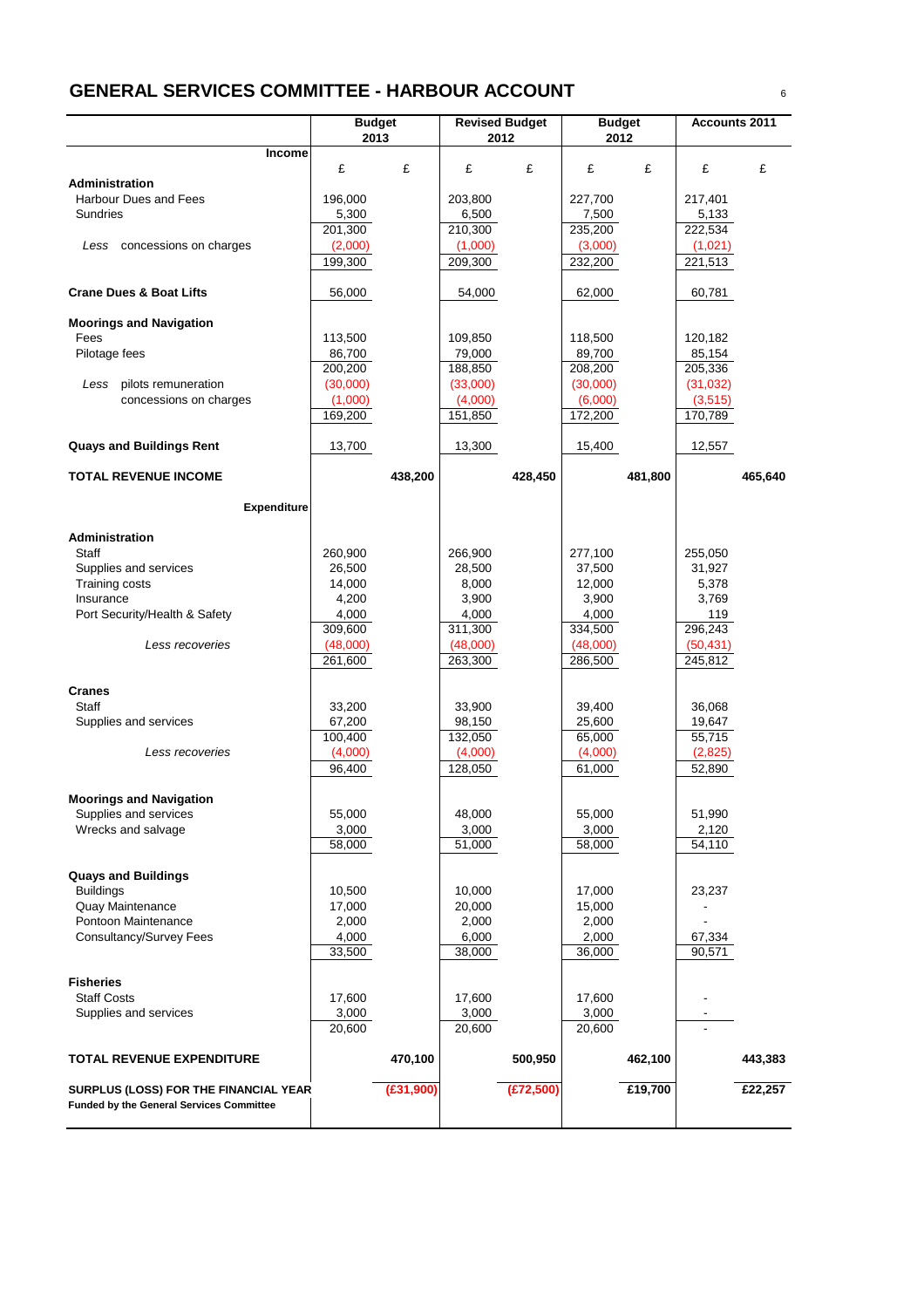## GENERAL SERVICES COMMITTEE - HARBOUR ACCOUNT

| | Budget 2013 | | Revised Budget 2012 | | Budget 2012 | | Accounts 2011 | |
|---|---|---|---|---|---|---|---|---|
| **Income** | £ | £ | £ | £ | £ | £ | £ | £ |
| **Administration** | | | | | | | | |
| Harbour Dues and Fees | 196,000 | | 203,800 | | 227,700 | | 217,401 | |
| Sundries | 5,300 | | 6,500 | | 7,500 | | 5,133 | |
| | 201,300 | | 210,300 | | 235,200 | | 222,534 | |
| *Less* concessions on charges | (2,000) | | (1,000) | | (3,000) | | (1,021) | |
| | 199,300 | | 209,300 | | 232,200 | | 221,513 | |
| **Crane Dues & Boat Lifts** | 56,000 | | 54,000 | | 62,000 | | 60,781 | |
| **Moorings and Navigation** | | | | | | | | |
| Fees | 113,500 | | 109,850 | | 118,500 | | 120,182 | |
| Pilotage fees | 86,700 | | 79,000 | | 89,700 | | 85,154 | |
| | 200,200 | | 188,850 | | 208,200 | | 205,336 | |
| *Less* pilots remuneration | (30,000) | | (33,000) | | (30,000) | | (31,032) | |
| concessions on charges | (1,000) | | (4,000) | | (6,000) | | (3,515) | |
| | 169,200 | | 151,850 | | 172,200 | | 170,789 | |
| **Quays and Buildings Rent** | 13,700 | | 13,300 | | 15,400 | | 12,557 | |
| **TOTAL REVENUE INCOME** | | **438,200** | | **428,450** | | **481,800** | | **465,640** |
| **Expenditure** | | | | | | | | |
| **Administration** | | | | | | | | |
| Staff | 260,900 | | 266,900 | | 277,100 | | 255,050 | |
| Supplies and services | 26,500 | | 28,500 | | 37,500 | | 31,927 | |
| Training costs | 14,000 | | 8,000 | | 12,000 | | 5,378 | |
| Insurance | 4,200 | | 3,900 | | 3,900 | | 3,769 | |
| Port Security/Health & Safety | 4,000 | | 4,000 | | 4,000 | | 119 | |
| | 309,600 | | 311,300 | | 334,500 | | 296,243 | |
| *Less recoveries* | (48,000) | | (48,000) | | (48,000) | | (50,431) | |
| | 261,600 | | 263,300 | | 286,500 | | 245,812 | |
| **Cranes** | | | | | | | | |
| Staff | 33,200 | | 33,900 | | 39,400 | | 36,068 | |
| Supplies and services | 67,200 | | 98,150 | | 25,600 | | 19,647 | |
| | 100,400 | | 132,050 | | 65,000 | | 55,715 | |
| *Less recoveries* | (4,000) | | (4,000) | | (4,000) | | (2,825) | |
| | 96,400 | | 128,050 | | 61,000 | | 52,890 | |
| **Moorings and Navigation** | | | | | | | | |
| Supplies and services | 55,000 | | 48,000 | | 55,000 | | 51,990 | |
| Wrecks and salvage | 3,000 | | 3,000 | | 3,000 | | 2,120 | |
| | 58,000 | | 51,000 | | 58,000 | | 54,110 | |
| **Quays and Buildings** | | | | | | | | |
| Buildings | 10,500 | | 10,000 | | 17,000 | | 23,237 | |
| Quay Maintenance | 17,000 | | 20,000 | | 15,000 | | - | |
| Pontoon Maintenance | 2,000 | | 2,000 | | 2,000 | | - | |
| Consultancy/Survey Fees | 4,000 | | 6,000 | | 2,000 | | 67,334 | |
| | 33,500 | | 38,000 | | 36,000 | | 90,571 | |
| **Fisheries** | | | | | | | | |
| Staff Costs | 17,600 | | 17,600 | | 17,600 | | - | |
| Supplies and services | 3,000 | | 3,000 | | 3,000 | | - | |
| | 20,600 | | 20,600 | | 20,600 | | - | |
| **TOTAL REVENUE EXPENDITURE** | | **470,100** | | **500,950** | | **462,100** | | **443,383** |
| **SURPLUS (LOSS) FOR THE FINANCIAL YEAR** **Funded by the General Services Committee** | | **(£31,900)** | | **(£72,500)** | | **£19,700** | | **£22,257** |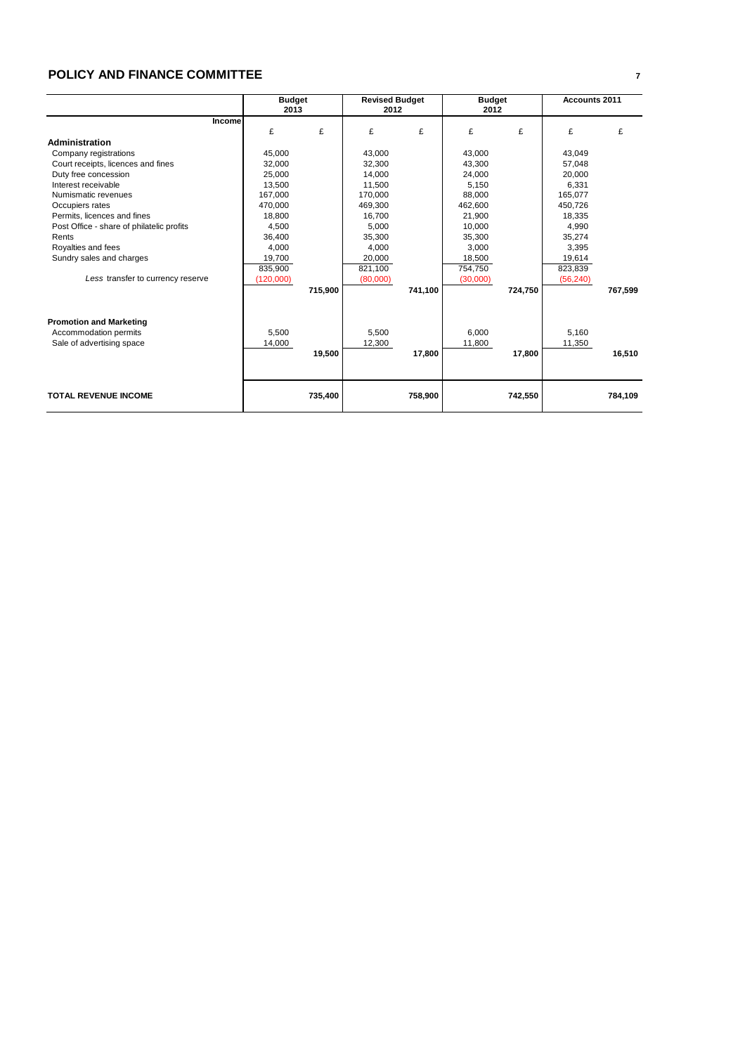## POLICY AND FINANCE COMMITTEE

| | Budget 2013 | | Revised Budget 2012 | | Budget 2012 | | Accounts 2011 | |
|---|---|---|---|---|---|---|---|---|
| **Income** | £ | £ | £ | £ | £ | £ | £ | £ |
| **Administration** | | | | | | | | |
| Company registrations | 45,000 | | 43,000 | | 43,000 | | 43,049 | |
| Court receipts, licences and fines | 32,000 | | 32,300 | | 43,300 | | 57,048 | |
| Duty free concession | 25,000 | | 14,000 | | 24,000 | | 20,000 | |
| Interest receivable | 13,500 | | 11,500 | | 5,150 | | 6,331 | |
| Numismatic revenues | 167,000 | | 170,000 | | 88,000 | | 165,077 | |
| Occupiers rates | 470,000 | | 469,300 | | 462,600 | | 450,726 | |
| Permits, licences and fines | 18,800 | | 16,700 | | 21,900 | | 18,335 | |
| Post Office - share of philatelic profits | 4,500 | | 5,000 | | 10,000 | | 4,990 | |
| Rents | 36,400 | | 35,300 | | 35,300 | | 35,274 | |
| Royalties and fees | 4,000 | | 4,000 | | 3,000 | | 3,395 | |
| Sundry sales and charges | 19,700 | | 20,000 | | 18,500 | | 19,614 | |
| | 835,900 | | 821,100 | | 754,750 | | 823,839 | |
| *Less* transfer to currency reserve | (120,000) | | (80,000) | | (30,000) | | (56,240) | |
| | | 715,900 | | 741,100 | | 724,750 | | 767,599 |
| **Promotion and Marketing** | | | | | | | | |
| Accommodation permits | 5,500 | | 5,500 | | 6,000 | | 5,160 | |
| Sale of advertising space | 14,000 | | 12,300 | | 11,800 | | 11,350 | |
| | | 19,500 | | 17,800 | | 17,800 | | 16,510 |
| **TOTAL REVENUE INCOME** | | **735,400** | | **758,900** | | **742,550** | | **784,109** |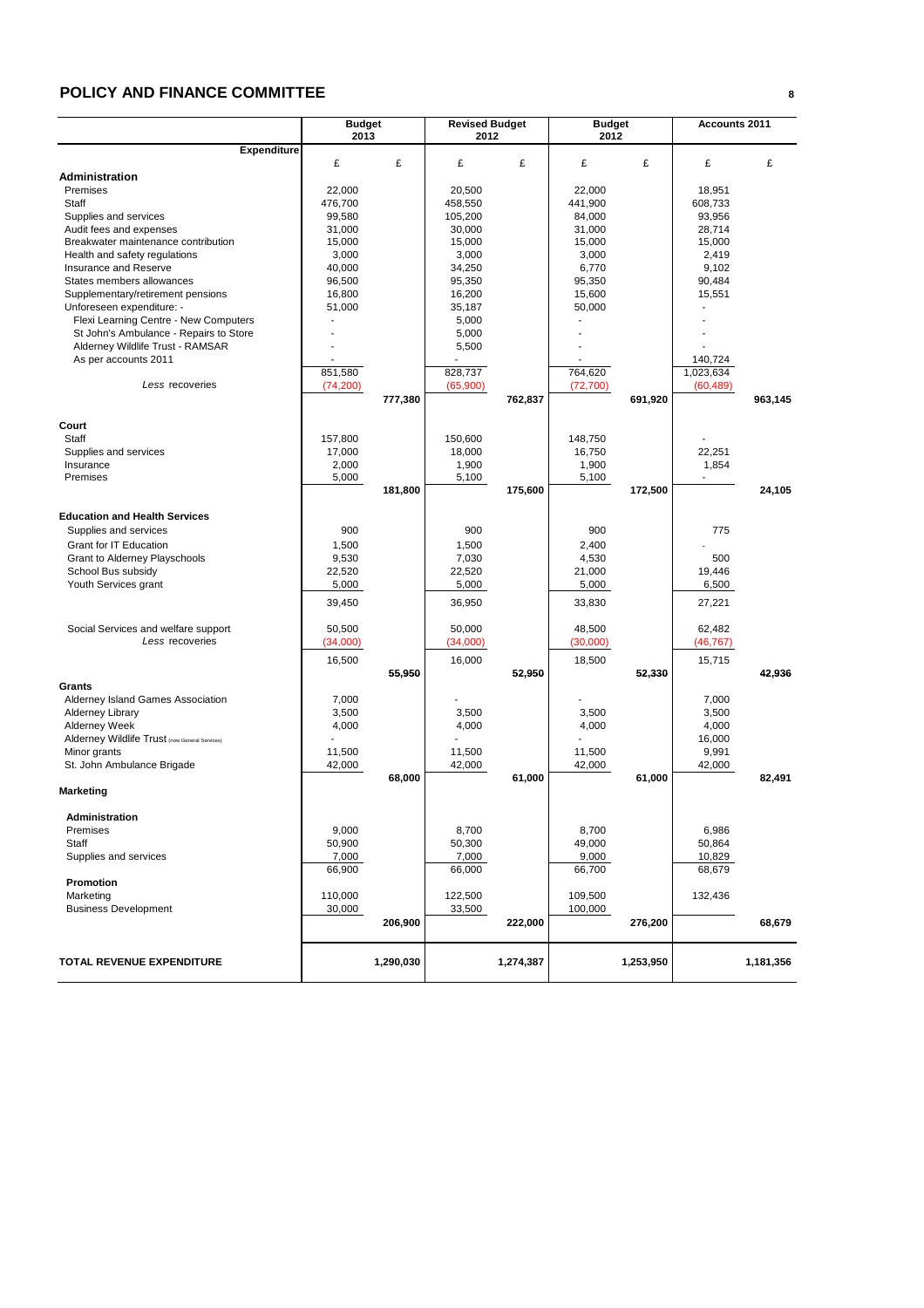## POLICY AND FINANCE COMMITTEE

| Expenditure | Budget 2013 | | Revised Budget 2012 | | Budget 2012 | | Accounts 2011 | |
|---|---|---|---|---|---|---|---|---|
| | £ | £ | £ | £ | £ | £ | £ | £ |
| **Administration** | | | | | | | | |
| Premises | 22,000 | | 20,500 | | 22,000 | | 18,951 | |
| Staff | 476,700 | | 458,550 | | 441,900 | | 608,733 | |
| Supplies and services | 99,580 | | 105,200 | | 84,000 | | 93,956 | |
| Audit fees and expenses | 31,000 | | 30,000 | | 31,000 | | 28,714 | |
| Breakwater maintenance contribution | 15,000 | | 15,000 | | 15,000 | | 15,000 | |
| Health and safety regulations | 3,000 | | 3,000 | | 3,000 | | 2,419 | |
| Insurance and Reserve | 40,000 | | 34,250 | | 6,770 | | 9,102 | |
| States members allowances | 96,500 | | 95,350 | | 95,350 | | 90,484 | |
| Supplementary/retirement pensions | 16,800 | | 16,200 | | 15,600 | | 15,551 | |
| Unforeseen expenditure: - | 51,000 | | 35,187 | | 50,000 | | - | |
| Flexi Learning Centre - New Computers | - | | 5,000 | | - | | - | |
| St John's Ambulance - Repairs to Store | - | | 5,000 | | - | | - | |
| Alderney Wildlife Trust - RAMSAR | - | | 5,500 | | - | | - | |
| As per accounts 2011 | - | | - | | - | | 140,724 | |
| | 851,580 | | 828,737 | | 764,620 | | 1,023,634 | |
| *Less* recoveries | (74,200) | | (65,900) | | (72,700) | | (60,489) | |
| | | **777,380** | | **762,837** | | **691,920** | | **963,145** |
| **Court** | | | | | | | | |
| Staff | 157,800 | | 150,600 | | 148,750 | | - | |
| Supplies and services | 17,000 | | 18,000 | | 16,750 | | 22,251 | |
| Insurance | 2,000 | | 1,900 | | 1,900 | | 1,854 | |
| Premises | 5,000 | | 5,100 | | 5,100 | | - | |
| | | **181,800** | | **175,600** | | **172,500** | | **24,105** |
| **Education and Health Services** | | | | | | | | |
| Supplies and services | 900 | | 900 | | 900 | | 775 | |
| Grant for IT Education | 1,500 | | 1,500 | | 2,400 | | - | |
| Grant to Alderney Playschools | 9,530 | | 7,030 | | 4,530 | | 500 | |
| School Bus subsidy | 22,520 | | 22,520 | | 21,000 | | 19,446 | |
| Youth Services grant | 5,000 | | 5,000 | | 5,000 | | 6,500 | |
| | 39,450 | | 36,950 | | 33,830 | | 27,221 | |
| Social Services and welfare support | 50,500 | | 50,000 | | 48,500 | | 62,482 | |
| *Less* recoveries | (34,000) | | (34,000) | | (30,000) | | (46,767) | |
| | 16,500 | | 16,000 | | 18,500 | | 15,715 | |
| | | **55,950** | | **52,950** | | **52,330** | | **42,936** |
| **Grants** | | | | | | | | |
| Alderney Island Games Association | 7,000 | | - | | - | | 7,000 | |
| Alderney Library | 3,500 | | 3,500 | | 3,500 | | 3,500 | |
| Alderney Week | 4,000 | | 4,000 | | 4,000 | | 4,000 | |
| Alderney Wildlife Trust (now General Services) | - | | - | | - | | 16,000 | |
| Minor grants | 11,500 | | 11,500 | | 11,500 | | 9,991 | |
| St. John Ambulance Brigade | 42,000 | | 42,000 | | 42,000 | | 42,000 | |
| | | **68,000** | | **61,000** | | **61,000** | | **82,491** |
| **Marketing** | | | | | | | | |
| **Administration** | | | | | | | | |
| Premises | 9,000 | | 8,700 | | 8,700 | | 6,986 | |
| Staff | 50,900 | | 50,300 | | 49,000 | | 50,864 | |
| Supplies and services | 7,000 | | 7,000 | | 9,000 | | 10,829 | |
| | 66,900 | | 66,000 | | 66,700 | | 68,679 | |
| **Promotion** | | | | | | | | |
| Marketing | 110,000 | | 122,500 | | 109,500 | | 132,436 | |
| Business Development | 30,000 | | 33,500 | | 100,000 | | | |
| | | **206,900** | | **222,000** | | **276,200** | | **68,679** |
| **TOTAL REVENUE EXPENDITURE** | | **1,290,030** | | **1,274,387** | | **1,253,950** | | **1,181,356** |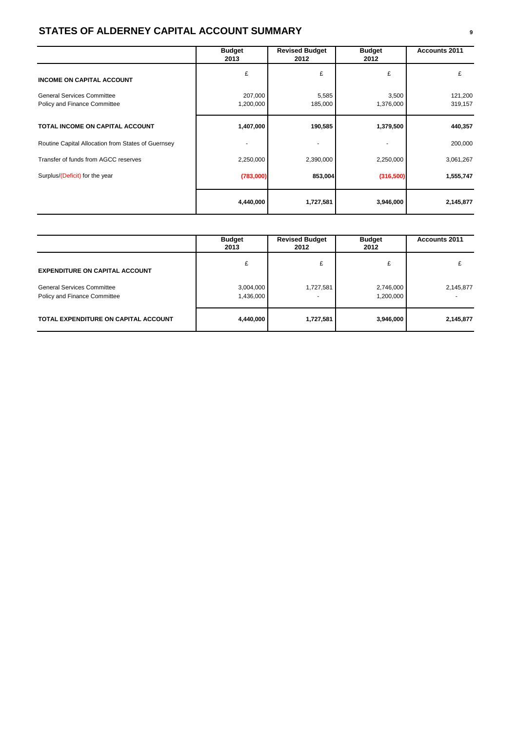## STATES OF ALDERNEY CAPITAL ACCOUNT SUMMARY

| | Budget 2013 | Revised Budget 2012 | Budget 2012 | Accounts 2011 |
|---|---|---|---|---|
| **INCOME ON CAPITAL ACCOUNT** | £ | £ | £ | £ |
| General Services Committee | 207,000 | 5,585 | 3,500 | 121,200 |
| Policy and Finance Committee | 1,200,000 | 185,000 | 1,376,000 | 319,157 |
| **TOTAL INCOME ON CAPITAL ACCOUNT** | **1,407,000** | **190,585** | **1,379,500** | **440,357** |
| Routine Capital Allocation from States of Guernsey | - | - | - | 200,000 |
| Transfer of funds from AGCC reserves | 2,250,000 | 2,390,000 | 2,250,000 | 3,061,267 |
| Surplus/(Deficit) for the year | **(783,000)** | **853,004** | **(316,500)** | **1,555,747** |
| | **4,440,000** | **1,727,581** | **3,946,000** | **2,145,877** |

| | Budget 2013 | Revised Budget 2012 | Budget 2012 | Accounts 2011 |
|---|---|---|---|---|
| **EXPENDITURE ON CAPITAL ACCOUNT** | £ | £ | £ | £ |
| General Services Committee | 3,004,000 | 1,727,581 | 2,746,000 | 2,145,877 |
| Policy and Finance Committee | 1,436,000 | - | 1,200,000 | - |
| **TOTAL EXPENDITURE ON CAPITAL ACCOUNT** | **4,440,000** | **1,727,581** | **3,946,000** | **2,145,877** |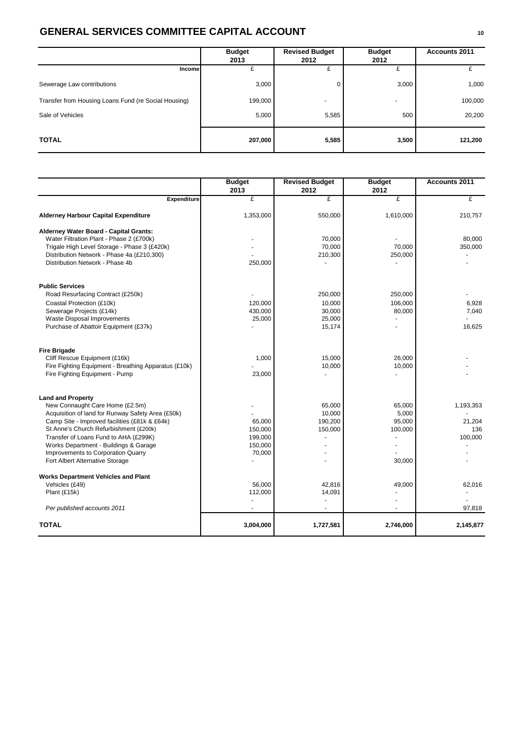## GENERAL SERVICES COMMITTEE CAPITAL ACCOUNT

| | Budget 2013 | Revised Budget 2012 | Budget 2012 | Accounts 2011 |
|---|---|---|---|---|
| **Income** | £ | £ | £ | £ |
| Sewerage Law contributions | 3,000 | 0 | 3,000 | 1,000 |
| Transfer from Housing Loans Fund (re Social Housing) | 199,000 | - | - | 100,000 |
| Sale of Vehicles | 5,000 | 5,585 | 500 | 20,200 |
| **TOTAL** | **207,000** | **5,585** | **3,500** | **121,200** |

| | Budget 2013 | Revised Budget 2012 | Budget 2012 | Accounts 2011 |
|---|---|---|---|---|
| **Expenditure** | £ | £ | £ | £ |
| **Alderney Harbour Capital Expenditure** | 1,353,000 | 550,000 | 1,610,000 | 210,757 |
| **Alderney Water Board - Capital Grants:** | | | | |
| Water Filtration Plant - Phase 2 (£700k) | - | 70,000 | - | 80,000 |
| Trigale High Level Storage - Phase 3 (£420k) | - | 70,000 | 70,000 | 350,000 |
| Distribution Network - Phase 4a (£210,300) | - | 210,300 | 250,000 | - |
| Distribution Network - Phase 4b | 250,000 | - | - | - |
| **Public Services** | | | | |
| Road Resurfacing Contract (£250k) | - | 250,000 | 250,000 | - |
| Coastal Protection (£10k) | 120,000 | 10,000 | 106,000 | 6,928 |
| Sewerage Projects (£14k) | 430,000 | 30,000 | 80,000 | 7,040 |
| Waste Disposal Improvements | 25,000 | 25,000 | - | - |
| Purchase of Abattoir Equipment (£37k) | - | 15,174 | - | 16,625 |
| **Fire Brigade** | | | | |
| Cliff Rescue Equipment (£16k) | 1,000 | 15,000 | 26,000 | - |
| Fire Fighting Equipment - Breathing Apparatus (£10k) | - | 10,000 | 10,000 | - |
| Fire Fighting Equipment - Pump | 23,000 | - | - | - |
| **Land and Property** | | | | |
| New Connaught Care Home (£2.5m) | - | 65,000 | 65,000 | 1,193,353 |
| Acquisition of land for Runway Safety Area (£50k) | - | 10,000 | 5,000 | - |
| Camp Site - Improved facilities (£81k & £64k) | 65,000 | 190,200 | 95,000 | 21,204 |
| St Anne's Church Refurbishment (£200k) | 150,000 | 150,000 | 100,000 | 136 |
| Transfer of Loans Fund to AHA (£299K) | 199,000 | - | - | 100,000 |
| Works Department - Buildings & Garage | 150,000 | - | - | - |
| Improvements to Corporation Quarry | 70,000 | - | - | - |
| Fort Albert Alternative Storage | - | - | 30,000 | - |
| **Works Department Vehicles and Plant** | | | | |
| Vehicles (£49) | 56,000 | 42,816 | 49,000 | 62,016 |
| Plant (£15k) | 112,000 | 14,091 | - | - |
| | - | - | - | - |
| *Per published accounts 2011* | - | - | - | 97,818 |
| **TOTAL** | **3,004,000** | **1,727,581** | **2,746,000** | **2,145,877** |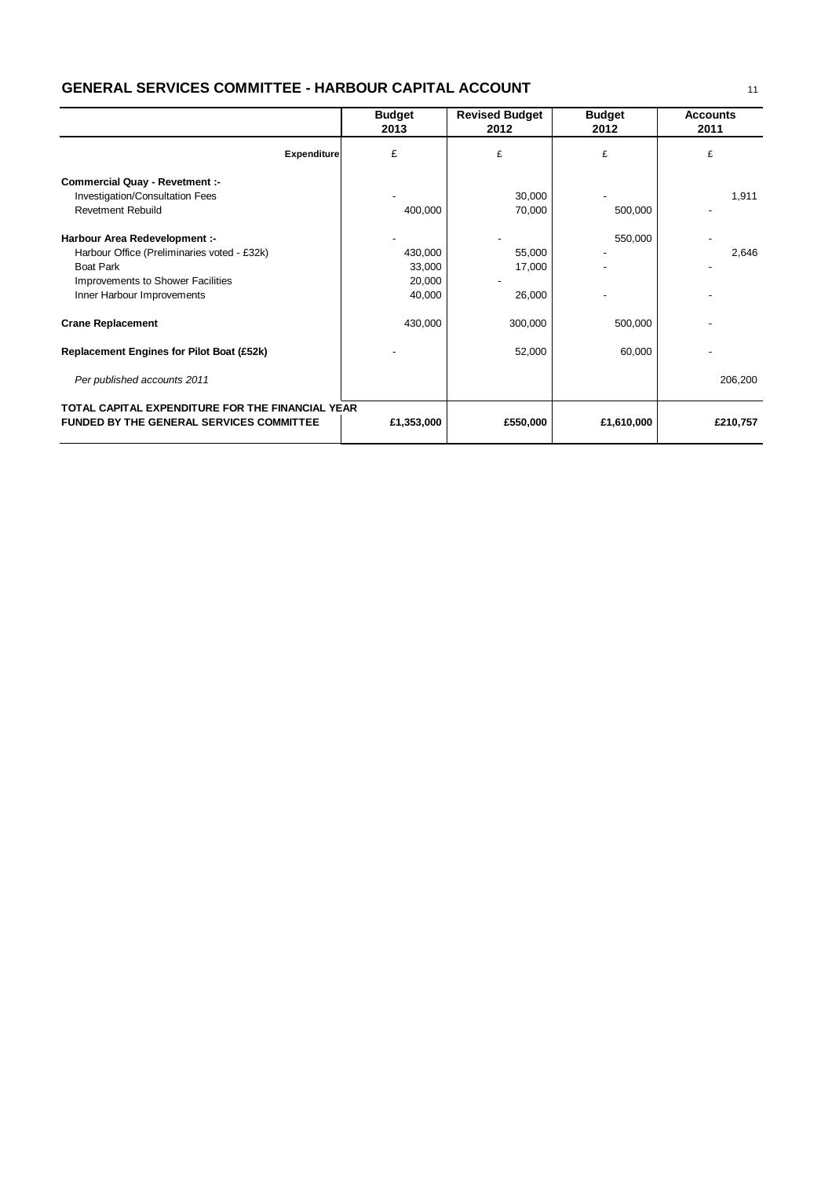## GENERAL SERVICES COMMITTEE - HARBOUR CAPITAL ACCOUNT

| | Budget 2013 | Revised Budget 2012 | Budget 2012 | Accounts 2011 |
|---|---|---|---|---|
| **Expenditure** | £ | £ | £ | £ |
| **Commercial Quay - Revetment :-** | | | | |
| Investigation/Consultation Fees | - | 30,000 | - | 1,911 |
| Revetment Rebuild | 400,000 | 70,000 | 500,000 | - |
| **Harbour Area Redevelopment :-** | - | - | 550,000 | - |
| Harbour Office (Preliminaries voted - £32k) | 430,000 | 55,000 | - | 2,646 |
| Boat Park | 33,000 | 17,000 | - | - |
| Improvements to Shower Facilities | 20,000 | - | | |
| Inner Harbour Improvements | 40,000 | 26,000 | - | - |
| **Crane Replacement** | 430,000 | 300,000 | 500,000 | - |
| **Replacement Engines for Pilot Boat (£52k)** | - | 52,000 | 60,000 | - |
| *Per published accounts 2011* | | | | 206,200 |
| **TOTAL CAPITAL EXPENDITURE FOR THE FINANCIAL YEAR FUNDED BY THE GENERAL SERVICES COMMITTEE** | **£1,353,000** | **£550,000** | **£1,610,000** | **£210,757** |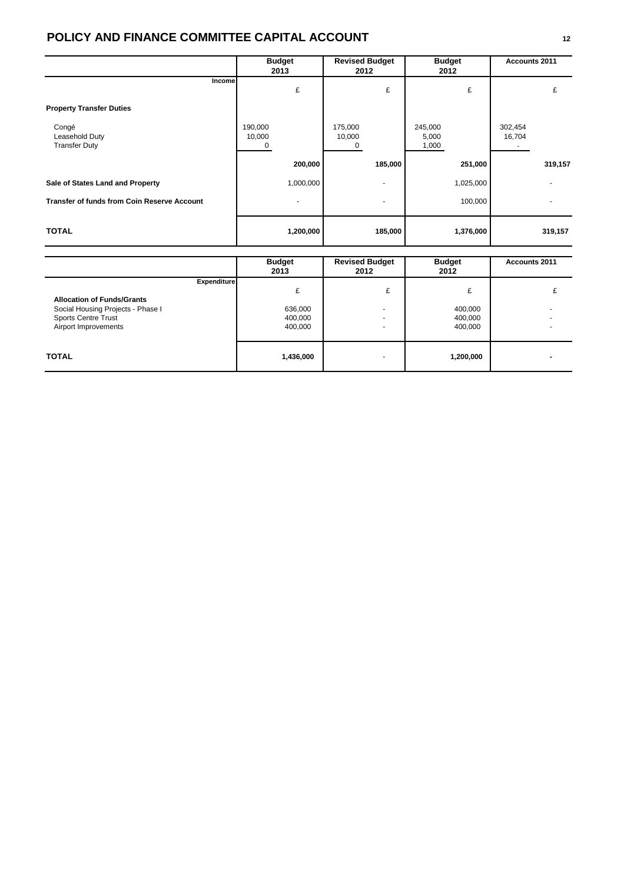# POLICY AND FINANCE COMMITTEE CAPITAL ACCOUNT

| | Budget 2013 | Revised Budget 2012 | Budget 2012 | Accounts 2011 |
|---|---|---|---|---|
| **Income** | £ | £ | £ | £ |
| **Property Transfer Duties** | | | | |
| Congé | 190,000 | 175,000 | 245,000 | 302,454 |
| Leasehold Duty | 10,000 | 10,000 | 5,000 | 16,704 |
| Transfer Duty | 0 | 0 | 1,000 | - |
| | **200,000** | **185,000** | **251,000** | **319,157** |
| **Sale of States Land and Property** | 1,000,000 | - | 1,025,000 | - |
| **Transfer of funds from Coin Reserve Account** | - | - | 100,000 | - |
| **TOTAL** | **1,200,000** | **185,000** | **1,376,000** | **319,157** |

| | Budget 2013 | Revised Budget 2012 | Budget 2012 | Accounts 2011 |
|---|---|---|---|---|
| **Expenditure** | £ | £ | £ | £ |
| **Allocation of Funds/Grants** | | | | |
| Social Housing Projects - Phase I | 636,000 | - | 400,000 | - |
| Sports Centre Trust | 400,000 | - | 400,000 | - |
| Airport Improvements | 400,000 | - | 400,000 | - |
| **TOTAL** | **1,436,000** | - | **1,200,000** | **-** |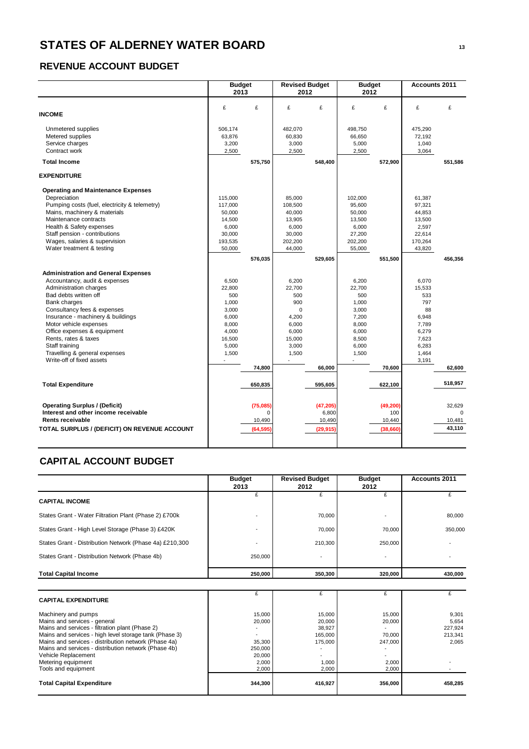# STATES OF ALDERNEY WATER BOARD

## REVENUE ACCOUNT BUDGET

| | Budget 2013 | | Revised Budget 2012 | | Budget 2012 | | Accounts 2011 | |
|---|---|---|---|---|---|---|---|---|
| | £ | £ | £ | £ | £ | £ | £ | £ |
| **INCOME** | | | | | | | | |
| Unmetered supplies | 506,174 | | 482,070 | | 498,750 | | 475,290 | |
| Metered supplies | 63,876 | | 60,830 | | 66,650 | | 72,192 | |
| Service charges | 3,200 | | 3,000 | | 5,000 | | 1,040 | |
| Contract work | 2,500 | | 2,500 | | 2,500 | | 3,064 | |
| **Total Income** | | **575,750** | | **548,400** | | **572,900** | | **551,586** |
| **EXPENDITURE** | | | | | | | | |
| **Operating and Maintenance Expenses** | | | | | | | | |
| Depreciation | 115,000 | | 85,000 | | 102,000 | | 61,387 | |
| Pumping costs (fuel, electricity & telemetry) | 117,000 | | 108,500 | | 95,600 | | 97,321 | |
| Mains, machinery & materials | 50,000 | | 40,000 | | 50,000 | | 44,853 | |
| Maintenance contracts | 14,500 | | 13,905 | | 13,500 | | 13,500 | |
| Health & Safety expenses | 6,000 | | 6,000 | | 6,000 | | 2,597 | |
| Staff pension - contributions | 30,000 | | 30,000 | | 27,200 | | 22,614 | |
| Wages, salaries & supervision | 193,535 | | 202,200 | | 202,200 | | 170,264 | |
| Water treatment & testing | 50,000 | | 44,000 | | 55,000 | | 43,820 | |
| | | **576,035** | | **529,605** | | **551,500** | | **456,356** |
| **Administration and General Expenses** | | | | | | | | |
| Accountancy, audit & expenses | 6,500 | | 6,200 | | 6,200 | | 6,070 | |
| Administration charges | 22,800 | | 22,700 | | 22,700 | | 15,533 | |
| Bad debts written off | 500 | | 500 | | 500 | | 533 | |
| Bank charges | 1,000 | | 900 | | 1,000 | | 797 | |
| Consultancy fees & expenses | 3,000 | | 0 | | 3,000 | | 88 | |
| Insurance - machinery & buildings | 6,000 | | 4,200 | | 7,200 | | 6,948 | |
| Motor vehicle expenses | 8,000 | | 6,000 | | 8,000 | | 7,789 | |
| Office expenses & equipment | 4,000 | | 6,000 | | 6,000 | | 6,279 | |
| Rents, rates & taxes | 16,500 | | 15,000 | | 8,500 | | 7,623 | |
| Staff training | 5,000 | | 3,000 | | 6,000 | | 6,283 | |
| Travelling & general expenses | 1,500 | | 1,500 | | 1,500 | | 1,464 | |
| Write-off of fixed assets | - | | - | | - | | 3,191 | |
| | | **74,800** | | **66,000** | | **70,600** | | **62,600** |
| **Total Expenditure** | | **650,835** | | **595,605** | | **622,100** | | **518,957** |
| **Operating Surplus / (Deficit)** | | (75,085) | | (47,205) | | (49,200) | | 32,629 |
| **Interest and other income receivable** | | 0 | | 6,800 | | 100 | | 0 |
| **Rents receivable** | | 10,490 | | 10,490 | | 10,440 | | 10,481 |
| **TOTAL SURPLUS / (DEFICIT) ON REVENUE ACCOUNT** | | (64,595) | | (29,915) | | (38,660) | | 43,110 |

## CAPITAL ACCOUNT BUDGET

| | Budget 2013 | Revised Budget 2012 | Budget 2012 | Accounts 2011 |
|---|---|---|---|---|
| | £ | £ | £ | £ |
| **CAPITAL INCOME** | | | | |
| States Grant - Water Filtration Plant (Phase 2) £700k | - | 70,000 | - | 80,000 |
| States Grant - High Level Storage (Phase 3) £420K | - | 70,000 | 70,000 | 350,000 |
| States Grant - Distribution Network (Phase 4a) £210,300 | - | 210,300 | 250,000 | - |
| States Grant - Distribution Network (Phase 4b) | 250,000 | - | - | - |
| **Total Capital Income** | **250,000** | **350,300** | **320,000** | **430,000** |

| | Budget 2013 | Revised Budget 2012 | Budget 2012 | Accounts 2011 |
|---|---|---|---|---|
| | £ | £ | £ | £ |
| **CAPITAL EXPENDITURE** | | | | |
| Machinery and pumps | 15,000 | 15,000 | 15,000 | 9,301 |
| Mains and services - general | 20,000 | 20,000 | 20,000 | 5,654 |
| Mains and services - filtration plant (Phase 2) | - | 38,927 | - | 227,924 |
| Mains and services - high level storage tank (Phase 3) | - | 165,000 | 70,000 | 213,341 |
| Mains and services - distribution network (Phase 4a) | 35,300 | 175,000 | 247,000 | 2,065 |
| Mains and services - distribution network (Phase 4b) | 250,000 | - | - | |
| Vehicle Replacement | 20,000 | - | - | |
| Metering equipment | 2,000 | 1,000 | 2,000 | - |
| Tools and equipment | 2,000 | 2,000 | 2,000 | - |
| **Total Capital Expenditure** | **344,300** | **416,927** | **356,000** | **458,285** |